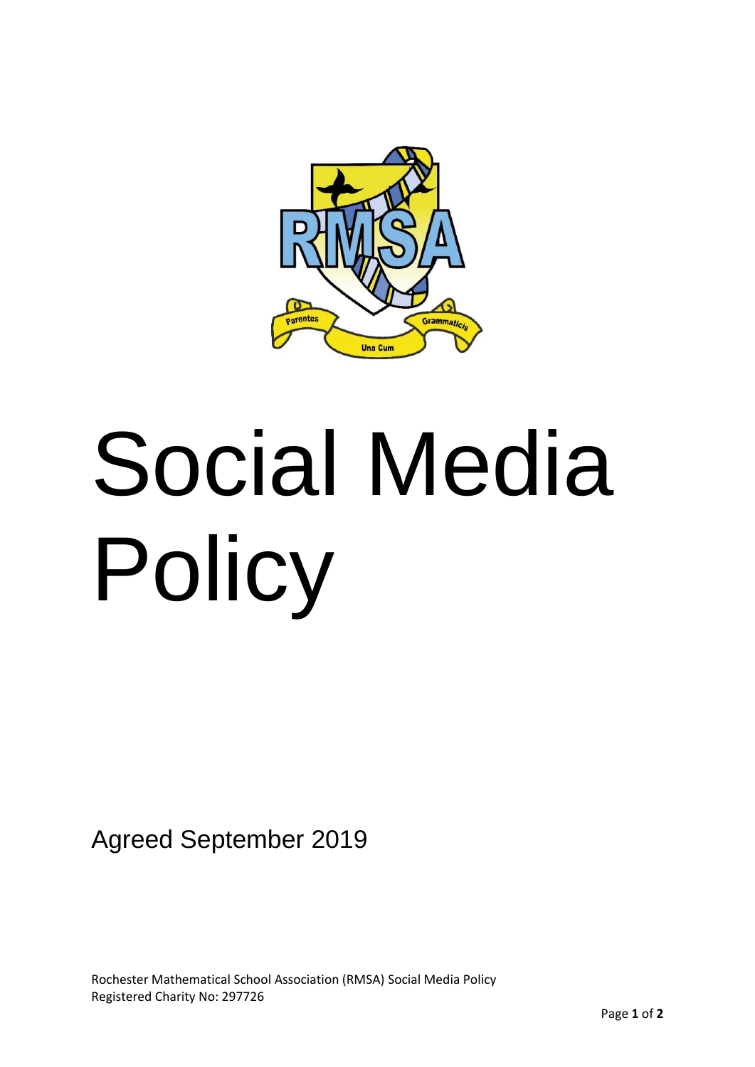# Social Media Policy

Agreed September 2019

Rochester Mathematical School Association (RMSA) Social Media Policy
Registered Charity No: 297726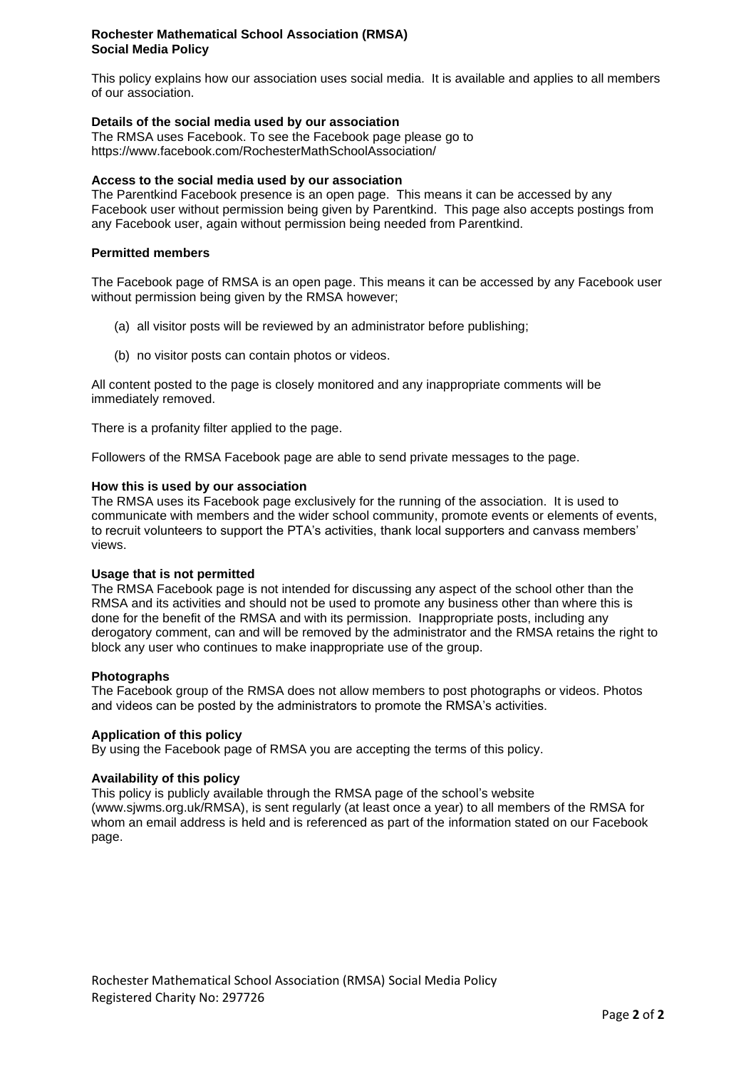**Rochester Mathematical School Association (RMSA)**
**Social Media Policy**

This policy explains how our association uses social media. It is available and applies to all members of our association.

**Details of the social media used by our association**
The RMSA uses Facebook. To see the Facebook page please go to https://www.facebook.com/RochesterMathSchoolAssociation/

**Access to the social media used by our association**
The Parentkind Facebook presence is an open page. This means it can be accessed by any Facebook user without permission being given by Parentkind. This page also accepts postings from any Facebook user, again without permission being needed from Parentkind.

**Permitted members**

The Facebook page of RMSA is an open page. This means it can be accessed by any Facebook user without permission being given by the RMSA however;

(a) all visitor posts will be reviewed by an administrator before publishing;

(b) no visitor posts can contain photos or videos.

All content posted to the page is closely monitored and any inappropriate comments will be immediately removed.

There is a profanity filter applied to the page.

Followers of the RMSA Facebook page are able to send private messages to the page.

**How this is used by our association**
The RMSA uses its Facebook page exclusively for the running of the association. It is used to communicate with members and the wider school community, promote events or elements of events, to recruit volunteers to support the PTA's activities, thank local supporters and canvass members' views.

**Usage that is not permitted**
The RMSA Facebook page is not intended for discussing any aspect of the school other than the RMSA and its activities and should not be used to promote any business other than where this is done for the benefit of the RMSA and with its permission. Inappropriate posts, including any derogatory comment, can and will be removed by the administrator and the RMSA retains the right to block any user who continues to make inappropriate use of the group.

**Photographs**
The Facebook group of the RMSA does not allow members to post photographs or videos. Photos and videos can be posted by the administrators to promote the RMSA's activities.

**Application of this policy**
By using the Facebook page of RMSA you are accepting the terms of this policy.

**Availability of this policy**
This policy is publicly available through the RMSA page of the school's website (www.sjwms.org.uk/RMSA), is sent regularly (at least once a year) to all members of the RMSA for whom an email address is held and is referenced as part of the information stated on our Facebook page.